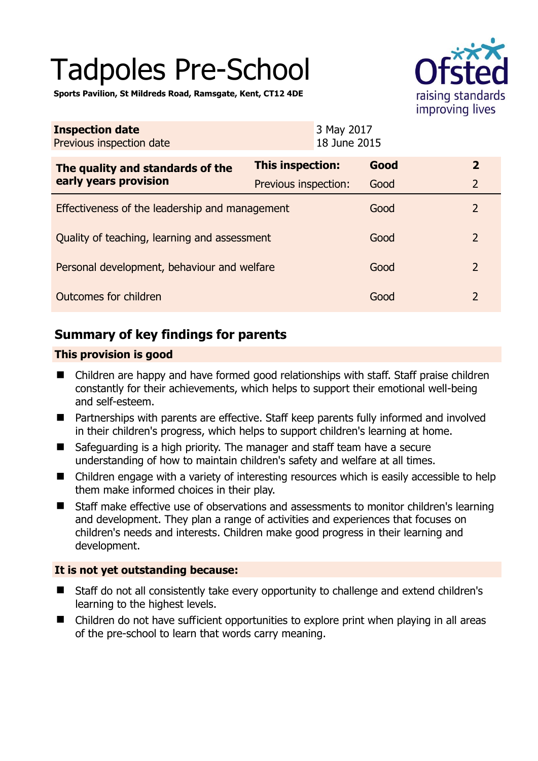# Tadpoles Pre-School

**Sports Pavilion, St Mildreds Road, Ramsgate, Kent, CT12 4DE**

| **Inspection date** | 3 May 2017 |
|---|---|
| Previous inspection date | 18 June 2015 |

| **The quality and standards of the early years provision** | **This inspection:** | **Good** | **2** |
|---|---|---|---|
| | Previous inspection: | Good | 2 |
| Effectiveness of the leadership and management | | Good | 2 |
| Quality of teaching, learning and assessment | | Good | 2 |
| Personal development, behaviour and welfare | | Good | 2 |
| Outcomes for children | | Good | 2 |

## Summary of key findings for parents

**This provision is good**

- Children are happy and have formed good relationships with staff. Staff praise children constantly for their achievements, which helps to support their emotional well-being and self-esteem.
- Partnerships with parents are effective. Staff keep parents fully informed and involved in their children's progress, which helps to support children's learning at home.
- Safeguarding is a high priority. The manager and staff team have a secure understanding of how to maintain children's safety and welfare at all times.
- Children engage with a variety of interesting resources which is easily accessible to help them make informed choices in their play.
- Staff make effective use of observations and assessments to monitor children's learning and development. They plan a range of activities and experiences that focuses on children's needs and interests. Children make good progress in their learning and development.

**It is not yet outstanding because:**

- Staff do not all consistently take every opportunity to challenge and extend children's learning to the highest levels.
- Children do not have sufficient opportunities to explore print when playing in all areas of the pre-school to learn that words carry meaning.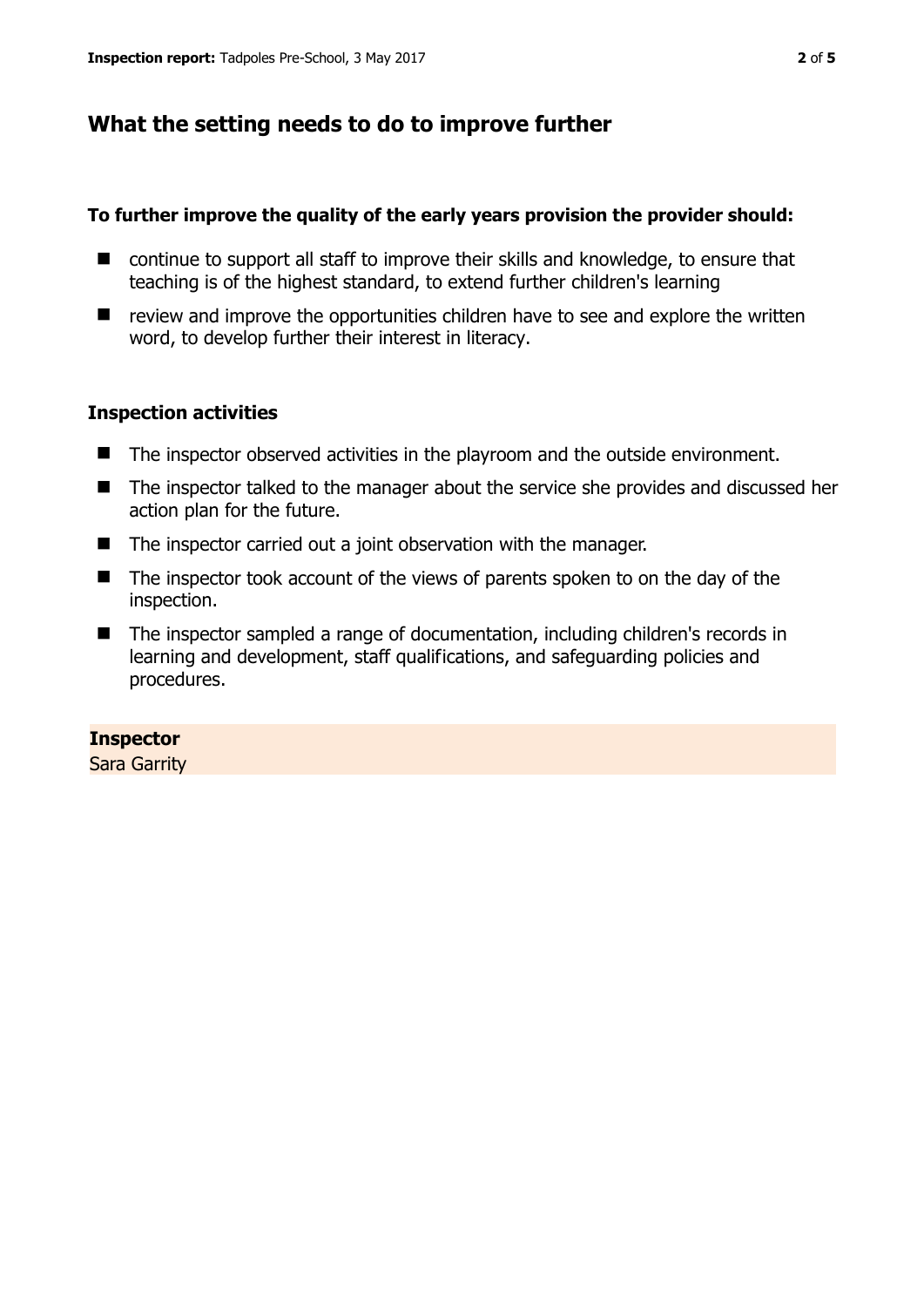## What the setting needs to do to improve further

**To further improve the quality of the early years provision the provider should:**

- continue to support all staff to improve their skills and knowledge, to ensure that teaching is of the highest standard, to extend further children's learning
- review and improve the opportunities children have to see and explore the written word, to develop further their interest in literacy.

### Inspection activities

- The inspector observed activities in the playroom and the outside environment.
- The inspector talked to the manager about the service she provides and discussed her action plan for the future.
- The inspector carried out a joint observation with the manager.
- The inspector took account of the views of parents spoken to on the day of the inspection.
- The inspector sampled a range of documentation, including children's records in learning and development, staff qualifications, and safeguarding policies and procedures.

**Inspector**
Sara Garrity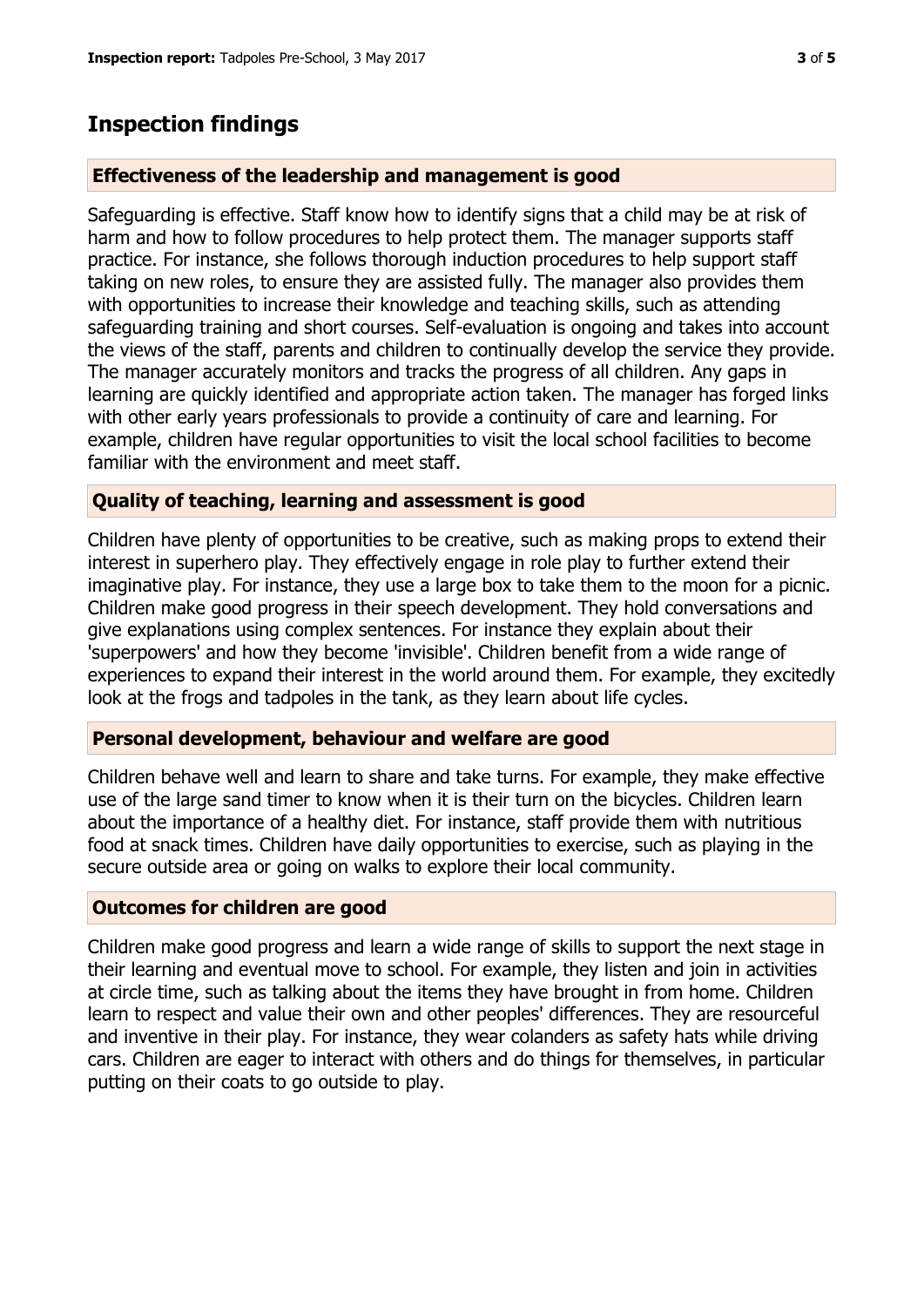## Inspection findings

### Effectiveness of the leadership and management is good

Safeguarding is effective. Staff know how to identify signs that a child may be at risk of harm and how to follow procedures to help protect them. The manager supports staff practice. For instance, she follows thorough induction procedures to help support staff taking on new roles, to ensure they are assisted fully. The manager also provides them with opportunities to increase their knowledge and teaching skills, such as attending safeguarding training and short courses. Self-evaluation is ongoing and takes into account the views of the staff, parents and children to continually develop the service they provide. The manager accurately monitors and tracks the progress of all children. Any gaps in learning are quickly identified and appropriate action taken. The manager has forged links with other early years professionals to provide a continuity of care and learning. For example, children have regular opportunities to visit the local school facilities to become familiar with the environment and meet staff.

### Quality of teaching, learning and assessment is good

Children have plenty of opportunities to be creative, such as making props to extend their interest in superhero play. They effectively engage in role play to further extend their imaginative play. For instance, they use a large box to take them to the moon for a picnic. Children make good progress in their speech development. They hold conversations and give explanations using complex sentences. For instance they explain about their 'superpowers' and how they become 'invisible'. Children benefit from a wide range of experiences to expand their interest in the world around them. For example, they excitedly look at the frogs and tadpoles in the tank, as they learn about life cycles.

### Personal development, behaviour and welfare are good

Children behave well and learn to share and take turns. For example, they make effective use of the large sand timer to know when it is their turn on the bicycles. Children learn about the importance of a healthy diet. For instance, staff provide them with nutritious food at snack times. Children have daily opportunities to exercise, such as playing in the secure outside area or going on walks to explore their local community.

### Outcomes for children are good

Children make good progress and learn a wide range of skills to support the next stage in their learning and eventual move to school. For example, they listen and join in activities at circle time, such as talking about the items they have brought in from home. Children learn to respect and value their own and other peoples' differences. They are resourceful and inventive in their play. For instance, they wear colanders as safety hats while driving cars. Children are eager to interact with others and do things for themselves, in particular putting on their coats to go outside to play.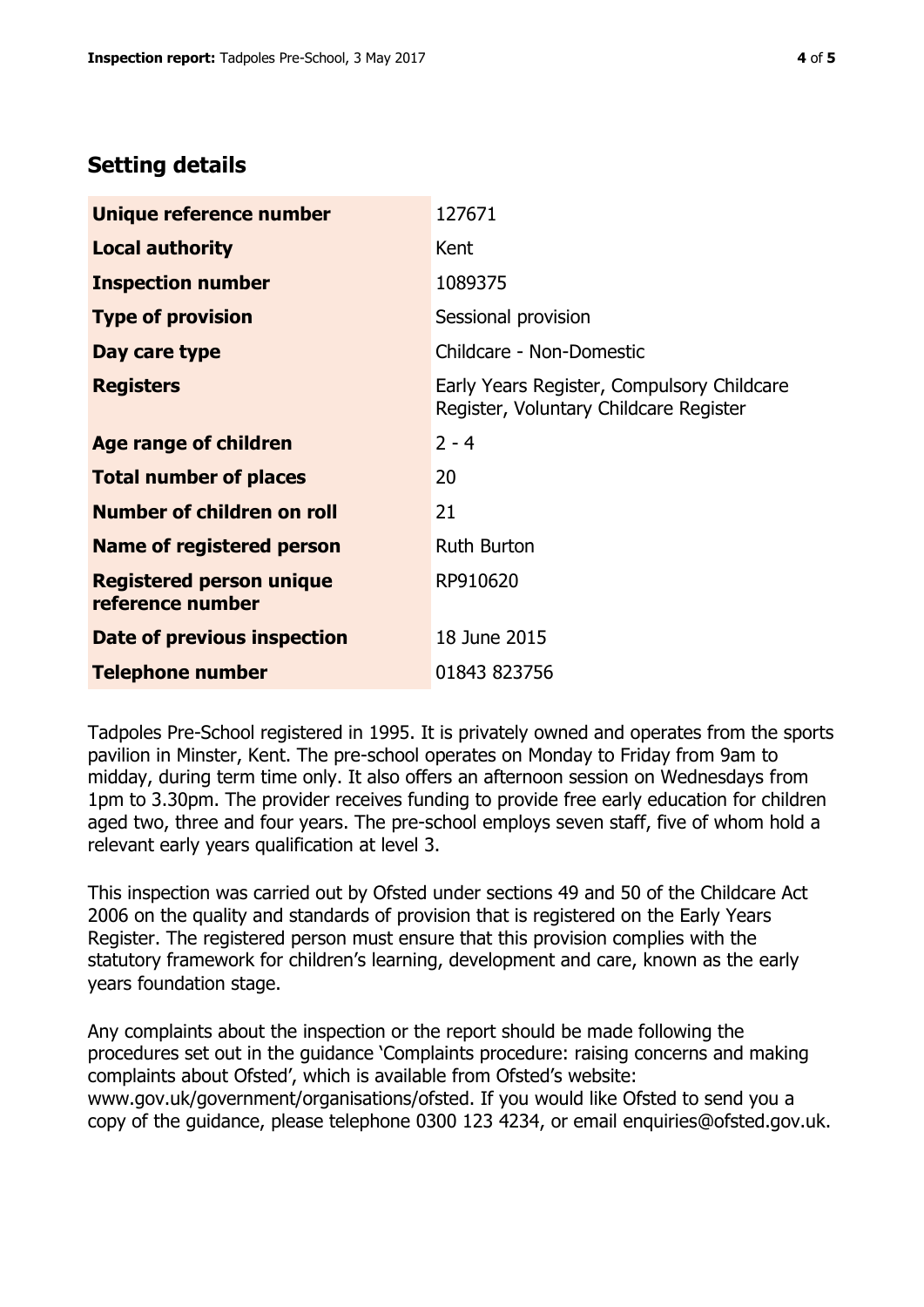## Setting details

| | |
|---|---|
| **Unique reference number** | 127671 |
| **Local authority** | Kent |
| **Inspection number** | 1089375 |
| **Type of provision** | Sessional provision |
| **Day care type** | Childcare - Non-Domestic |
| **Registers** | Early Years Register, Compulsory Childcare Register, Voluntary Childcare Register |
| **Age range of children** | 2 - 4 |
| **Total number of places** | 20 |
| **Number of children on roll** | 21 |
| **Name of registered person** | Ruth Burton |
| **Registered person unique reference number** | RP910620 |
| **Date of previous inspection** | 18 June 2015 |
| **Telephone number** | 01843 823756 |

Tadpoles Pre-School registered in 1995. It is privately owned and operates from the sports pavilion in Minster, Kent. The pre-school operates on Monday to Friday from 9am to midday, during term time only. It also offers an afternoon session on Wednesdays from 1pm to 3.30pm. The provider receives funding to provide free early education for children aged two, three and four years. The pre-school employs seven staff, five of whom hold a relevant early years qualification at level 3.

This inspection was carried out by Ofsted under sections 49 and 50 of the Childcare Act 2006 on the quality and standards of provision that is registered on the Early Years Register. The registered person must ensure that this provision complies with the statutory framework for children's learning, development and care, known as the early years foundation stage.

Any complaints about the inspection or the report should be made following the procedures set out in the guidance 'Complaints procedure: raising concerns and making complaints about Ofsted', which is available from Ofsted's website: www.gov.uk/government/organisations/ofsted. If you would like Ofsted to send you a copy of the guidance, please telephone 0300 123 4234, or email enquiries@ofsted.gov.uk.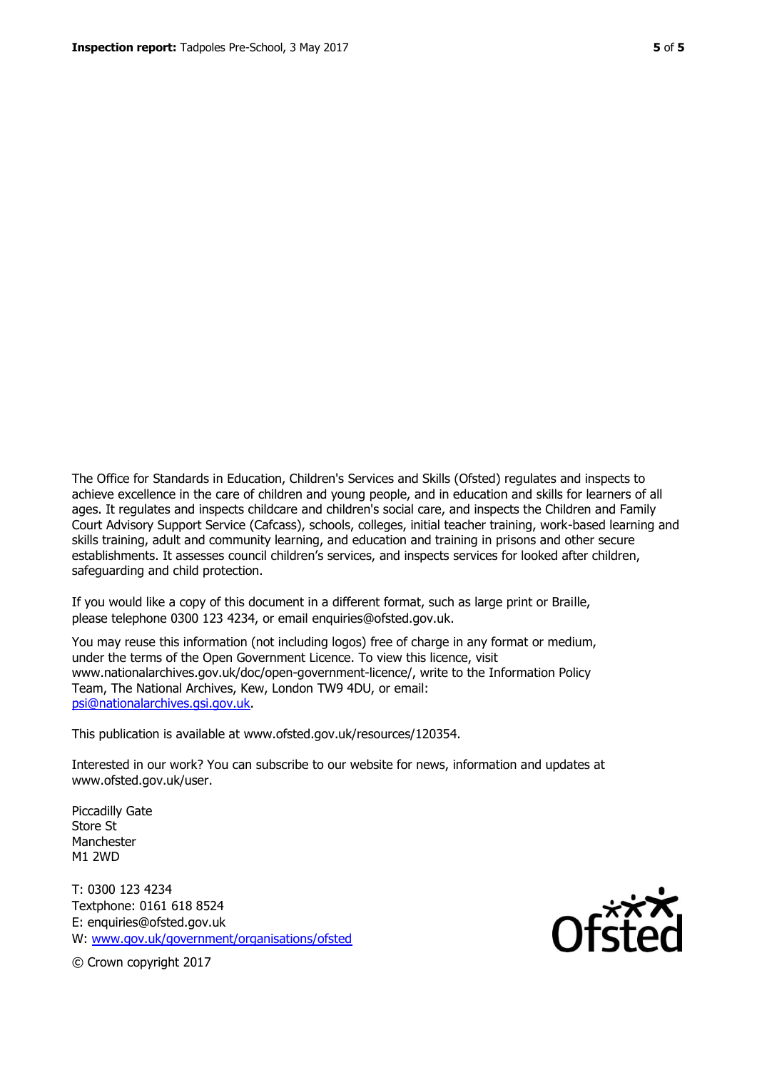The Office for Standards in Education, Children's Services and Skills (Ofsted) regulates and inspects to achieve excellence in the care of children and young people, and in education and skills for learners of all ages. It regulates and inspects childcare and children's social care, and inspects the Children and Family Court Advisory Support Service (Cafcass), schools, colleges, initial teacher training, work-based learning and skills training, adult and community learning, and education and training in prisons and other secure establishments. It assesses council children's services, and inspects services for looked after children, safeguarding and child protection.

If you would like a copy of this document in a different format, such as large print or Braille, please telephone 0300 123 4234, or email enquiries@ofsted.gov.uk.

You may reuse this information (not including logos) free of charge in any format or medium, under the terms of the Open Government Licence. To view this licence, visit www.nationalarchives.gov.uk/doc/open-government-licence/, write to the Information Policy Team, The National Archives, Kew, London TW9 4DU, or email: psi@nationalarchives.gsi.gov.uk.

This publication is available at www.ofsted.gov.uk/resources/120354.

Interested in our work? You can subscribe to our website for news, information and updates at www.ofsted.gov.uk/user.

Piccadilly Gate
Store St
Manchester
M1 2WD

T: 0300 123 4234
Textphone: 0161 618 8524
E: enquiries@ofsted.gov.uk
W: www.gov.uk/government/organisations/ofsted

© Crown copyright 2017